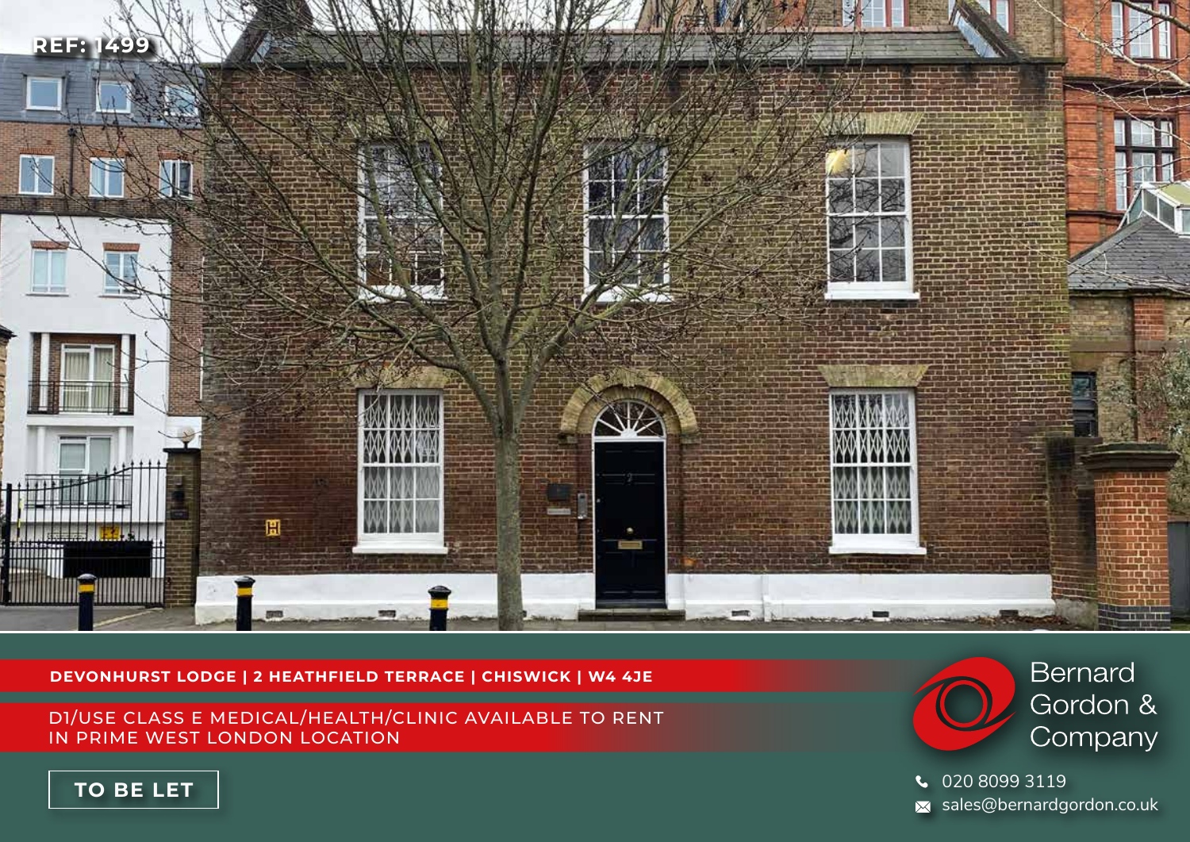REF: 1499

**DEVONHURST LODGE | 2 HEATHFIELD TERRACE | CHISWICK | W4 4JE**

D1/USE CLASS E MEDICAL/HEALTH/CLINIC AVAILABLE TO RENT IN PRIME WEST LONDON LOCATION

**TO BE LET**

Bernard Gordon & Company

020 8099 3119

sales@bernardgordon.co.uk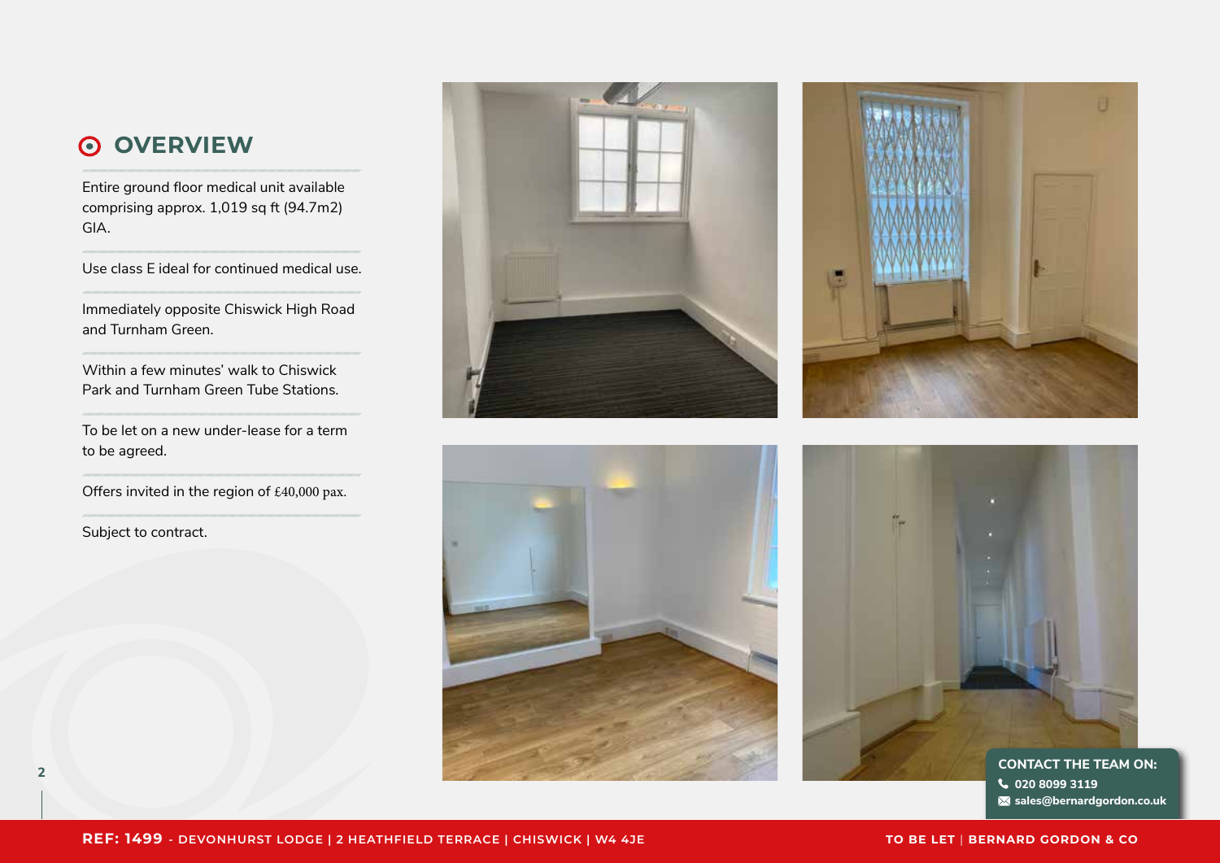## OVERVIEW

Entire ground floor medical unit available comprising approx. 1,019 sq ft (94.7m2) GIA.

Use class E ideal for continued medical use.

Immediately opposite Chiswick High Road and Turnham Green.

Within a few minutes' walk to Chiswick Park and Turnham Green Tube Stations.

To be let on a new under-lease for a term to be agreed.

Offers invited in the region of £40,000 pax.

Subject to contract.

**CONTACT THE TEAM ON:**
020 8099 3119
sales@bernardgordon.co.uk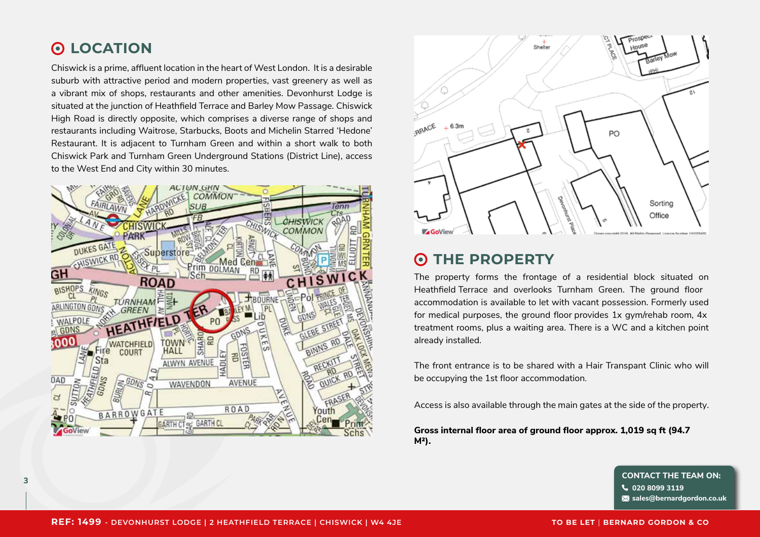## LOCATION

Chiswick is a prime, affluent location in the heart of West London. It is a desirable suburb with attractive period and modern properties, vast greenery as well as a vibrant mix of shops, restaurants and other amenities. Devonhurst Lodge is situated at the junction of Heathfield Terrace and Barley Mow Passage. Chiswick High Road is directly opposite, which comprises a diverse range of shops and restaurants including Waitrose, Starbucks, Boots and Michelin Starred 'Hedone' Restaurant. It is adjacent to Turnham Green and within a short walk to both Chiswick Park and Turnham Green Underground Stations (District Line), access to the West End and City within 30 minutes.

## THE PROPERTY

The property forms the frontage of a residential block situated on Heathfield Terrace and overlooks Turnham Green. The ground floor accommodation is available to let with vacant possession. Formerly used for medical purposes, the ground floor provides 1x gym/rehab room, 4x treatment rooms, plus a waiting area. There is a WC and a kitchen point already installed.

The front entrance is to be shared with a Hair Transpant Clinic who will be occupying the 1st floor accommodation.

Access is also available through the main gates at the side of the property.

**Gross internal floor area of ground floor approx. 1,019 sq ft (94.7 M²).**

**CONTACT THE TEAM ON:**
020 8099 3119
sales@bernardgordon.co.uk

**REF: 1499** - DEVONHURST LODGE | 2 HEATHFIELD TERRACE | CHISWICK | W4 4JE

TO BE LET | BERNARD GORDON & CO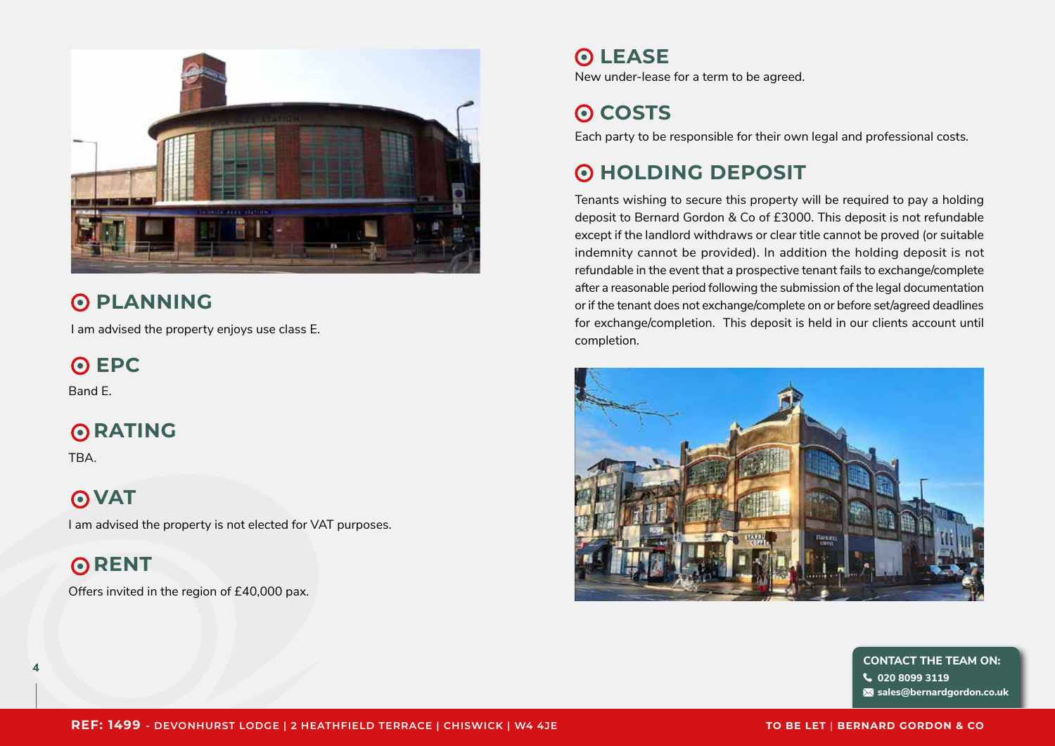## PLANNING

I am advised the property enjoys use class E.

## EPC

Band E.

## RATING

TBA.

## VAT

I am advised the property is not elected for VAT purposes.

## RENT

Offers invited in the region of £40,000 pax.

## LEASE

New under-lease for a term to be agreed.

## COSTS

Each party to be responsible for their own legal and professional costs.

## HOLDING DEPOSIT

Tenants wishing to secure this property will be required to pay a holding deposit to Bernard Gordon & Co of £3000. This deposit is not refundable except if the landlord withdraws or clear title cannot be proved (or suitable indemnity cannot be provided). In addition the holding deposit is not refundable in the event that a prospective tenant fails to exchange/complete after a reasonable period following the submission of the legal documentation or if the tenant does not exchange/complete on or before set/agreed deadlines for exchange/completion. This deposit is held in our clients account until completion.

**CONTACT THE TEAM ON:**
020 8099 3119
sales@bernardgordon.co.uk

**REF: 1499** - DEVONHURST LODGE | 2 HEATHFIELD TERRACE | CHISWICK | W4 4JE

TO BE LET | BERNARD GORDON & CO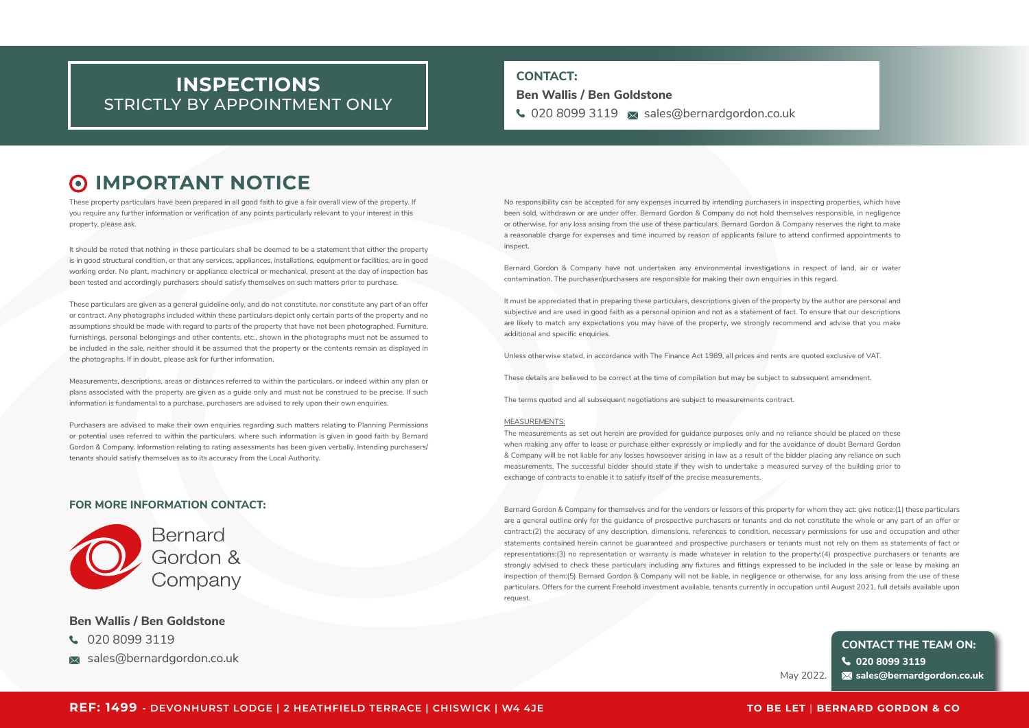## INSPECTIONS
STRICTLY BY APPOINTMENT ONLY

**CONTACT:**

**Ben Wallis / Ben Goldstone**

020 8099 3119 sales@bernardgordon.co.uk

# IMPORTANT NOTICE

These property particulars have been prepared in all good faith to give a fair overall view of the property. If you require any further information or verification of any points particularly relevant to your interest in this property, please ask.

It should be noted that nothing in these particulars shall be deemed to be a statement that either the property is in good structural condition, or that any services, appliances, installations, equipment or facilities, are in good working order. No plant, machinery or appliance electrical or mechanical, present at the day of inspection has been tested and accordingly purchasers should satisfy themselves on such matters prior to purchase.

These particulars are given as a general guideline only, and do not constitute, nor constitute any part of an offer or contract. Any photographs included within these particulars depict only certain parts of the property and no assumptions should be made with regard to parts of the property that have not been photographed. Furniture, furnishings, personal belongings and other contents, etc., shown in the photographs must not be assumed to be included in the sale, neither should it be assumed that the property or the contents remain as displayed in the photographs. If in doubt, please ask for further information.

Measurements, descriptions, areas or distances referred to within the particulars, or indeed within any plan or plans associated with the property are given as a guide only and must not be construed to be precise. If such information is fundamental to a purchase, purchasers are advised to rely upon their own enquiries.

Purchasers are advised to make their own enquiries regarding such matters relating to Planning Permissions or potential uses referred to within the particulars, where such information is given in good faith by Bernard Gordon & Company. Information relating to rating assessments has been given verbally. Intending purchasers/ tenants should satisfy themselves as to its accuracy from the Local Authority.

No responsibility can be accepted for any expenses incurred by intending purchasers in inspecting properties, which have been sold, withdrawn or are under offer. Bernard Gordon & Company do not hold themselves responsible, in negligence or otherwise, for any loss arising from the use of these particulars. Bernard Gordon & Company reserves the right to make a reasonable charge for expenses and time incurred by reason of applicants failure to attend confirmed appointments to inspect.

Bernard Gordon & Company have not undertaken any environmental investigations in respect of land, air or water contamination. The purchaser/purchasers are responsible for making their own enquiries in this regard.

It must be appreciated that in preparing these particulars, descriptions given of the property by the author are personal and subjective and are used in good faith as a personal opinion and not as a statement of fact. To ensure that our descriptions are likely to match any expectations you may have of the property, we strongly recommend and advise that you make additional and specific enquiries.

Unless otherwise stated, in accordance with The Finance Act 1989, all prices and rents are quoted exclusive of VAT.

These details are believed to be correct at the time of compilation but may be subject to subsequent amendment.

The terms quoted and all subsequent negotiations are subject to measurements contract.

MEASUREMENTS:

The measurements as set out herein are provided for guidance purposes only and no reliance should be placed on these when making any offer to lease or purchase either expressly or impliedly and for the avoidance of doubt Bernard Gordon & Company will be not liable for any losses howsoever arising in law as a result of the bidder placing any reliance on such measurements. The successful bidder should state if they wish to undertake a measured survey of the building prior to exchange of contracts to enable it to satisfy itself of the precise measurements.

Bernard Gordon & Company for themselves and for the vendors or lessors of this property for whom they act: give notice:(1) these particulars are a general outline only for the guidance of prospective purchasers or tenants and do not constitute the whole or any part of an offer or contract:(2) the accuracy of any description, dimensions, references to condition, necessary permissions for use and occupation and other statements contained herein cannot be guaranteed and prospective purchasers or tenants must not rely on them as statements of fact or representations:(3) no representation or warranty is made whatever in relation to the property:(4) prospective purchasers or tenants are strongly advised to check these particulars including any fixtures and fittings expressed to be included in the sale or lease by making an inspection of them:(5) Bernard Gordon & Company will not be liable, in negligence or otherwise, for any loss arising from the use of these particulars. Offers for the current Freehold investment available, tenants currently in occupation until August 2021, full details available upon request.

### FOR MORE INFORMATION CONTACT:

Bernard Gordon & Company

**Ben Wallis / Ben Goldstone**

020 8099 3119

sales@bernardgordon.co.uk

May 2022.

**CONTACT THE TEAM ON:**

**020 8099 3119**

**sales@bernardgordon.co.uk**

**REF: 1499** - DEVONHURST LODGE | 2 HEATHFIELD TERRACE | CHISWICK | W4 4JE

TO BE LET | BERNARD GORDON & CO